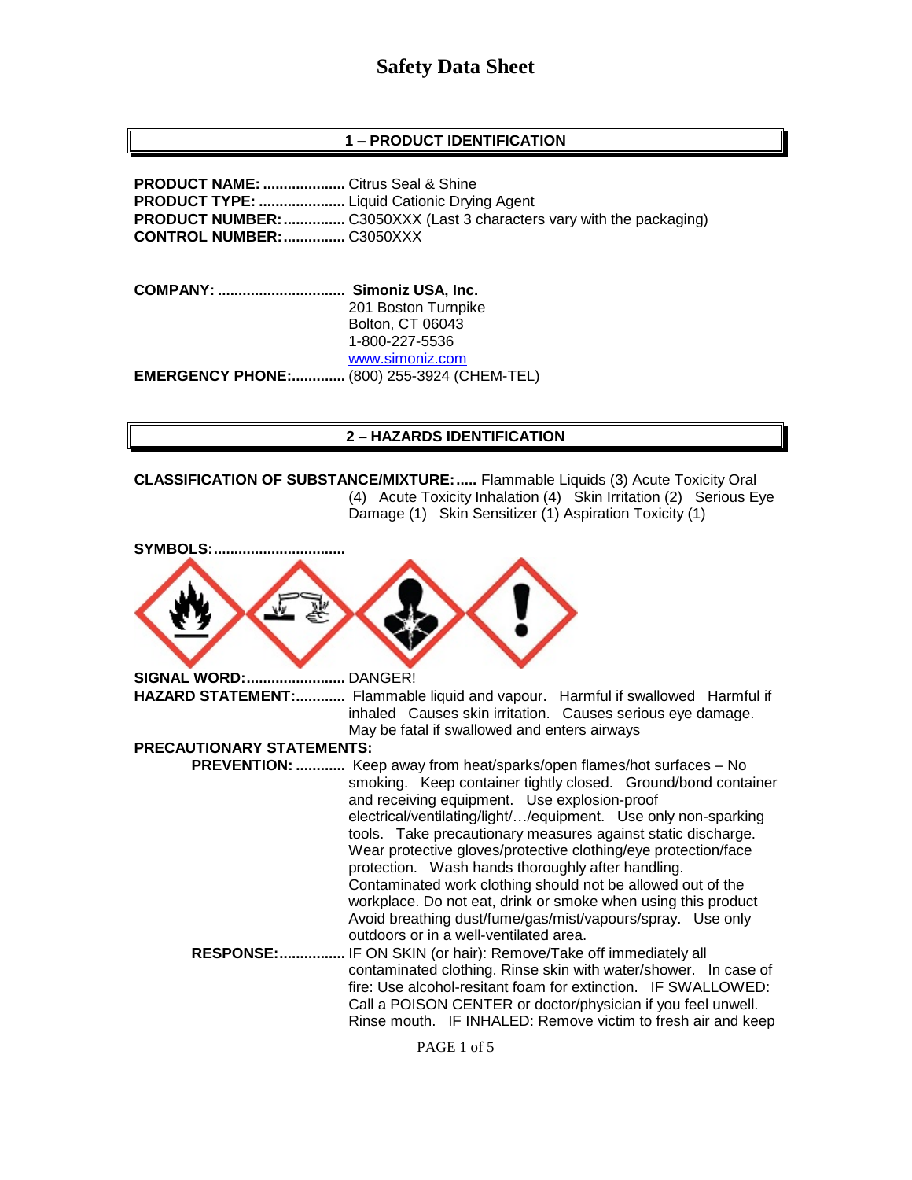# Safety Data Sheet

## 1 – PRODUCT IDENTIFICATION

**PRODUCT NAME:** .................... Citrus Seal & Shine
**PRODUCT TYPE:** ..................... Liquid Cationic Drying Agent
**PRODUCT NUMBER:** ............... C3050XXX (Last 3 characters vary with the packaging)
**CONTROL NUMBER:** ............... C3050XXX

**COMPANY:** ............................... **Simoniz USA, Inc.**
201 Boston Turnpike
Bolton, CT 06043
1-800-227-5536
www.simoniz.com

**EMERGENCY PHONE:** ............. (800) 255-3924 (CHEM-TEL)

## 2 – HAZARDS IDENTIFICATION

**CLASSIFICATION OF SUBSTANCE/MIXTURE:** ..... Flammable Liquids (3) Acute Toxicity Oral (4) Acute Toxicity Inhalation (4) Skin Irritation (2) Serious Eye Damage (1) Skin Sensitizer (1) Aspiration Toxicity (1)

**SYMBOLS:** ................................

**SIGNAL WORD:** ........................ DANGER!

**HAZARD STATEMENT:** ............ Flammable liquid and vapour. Harmful if swallowed Harmful if inhaled Causes skin irritation. Causes serious eye damage. May be fatal if swallowed and enters airways

**PRECAUTIONARY STATEMENTS:**

**PREVENTION:** ............ Keep away from heat/sparks/open flames/hot surfaces – No smoking. Keep container tightly closed. Ground/bond container and receiving equipment. Use explosion-proof electrical/ventilating/light/…/equipment. Use only non-sparking tools. Take precautionary measures against static discharge. Wear protective gloves/protective clothing/eye protection/face protection. Wash hands thoroughly after handling. Contaminated work clothing should not be allowed out of the workplace. Do not eat, drink or smoke when using this product Avoid breathing dust/fume/gas/mist/vapours/spray. Use only outdoors or in a well-ventilated area.

**RESPONSE:** ................ IF ON SKIN (or hair): Remove/Take off immediately all contaminated clothing. Rinse skin with water/shower. In case of fire: Use alcohol-resitant foam for extinction. IF SWALLOWED: Call a POISON CENTER or doctor/physician if you feel unwell. Rinse mouth. IF INHALED: Remove victim to fresh air and keep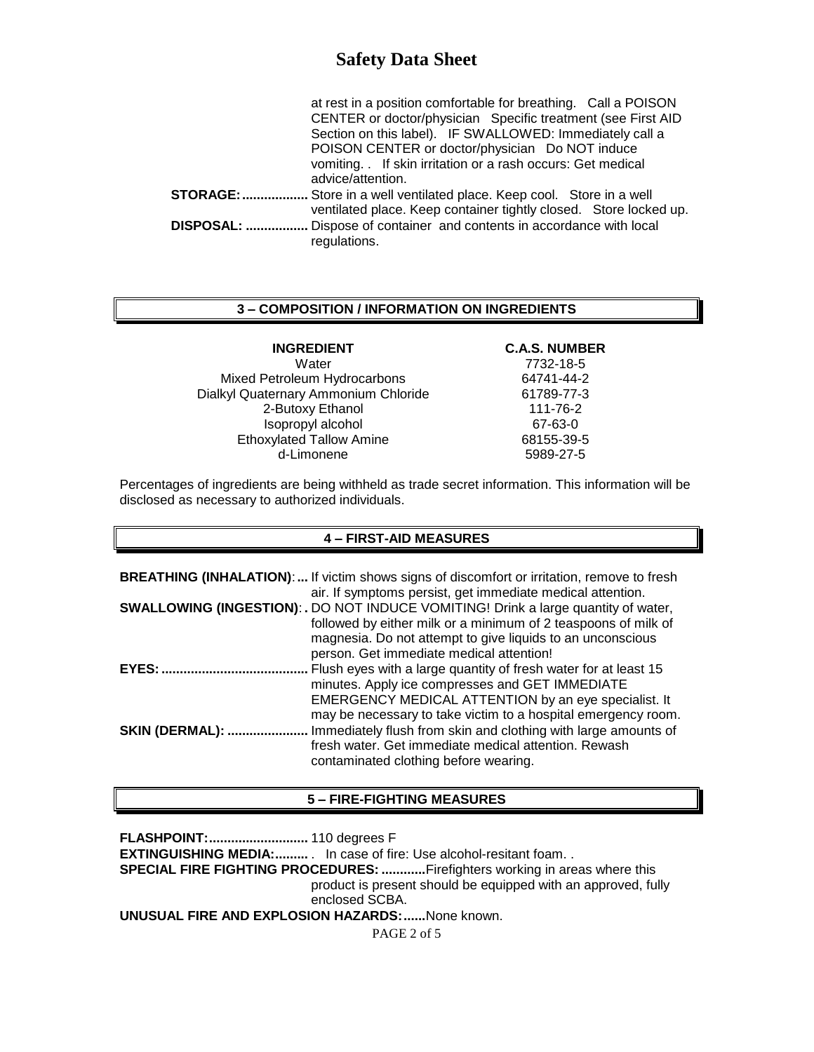at rest in a position comfortable for breathing. Call a POISON CENTER or doctor/physician Specific treatment (see First AID Section on this label). IF SWALLOWED: Immediately call a POISON CENTER or doctor/physician Do NOT induce vomiting. . If skin irritation or a rash occurs: Get medical advice/attention.

**STORAGE:..................** Store in a well ventilated place. Keep cool. Store in a well ventilated place. Keep container tightly closed. Store locked up.

**DISPOSAL: .................** Dispose of container and contents in accordance with local regulations.

## 3 – COMPOSITION / INFORMATION ON INGREDIENTS

| INGREDIENT | C.A.S. NUMBER |
|---|---|
| Water | 7732-18-5 |
| Mixed Petroleum Hydrocarbons | 64741-44-2 |
| Dialkyl Quaternary Ammonium Chloride | 61789-77-3 |
| 2-Butoxy Ethanol | 111-76-2 |
| Isopropyl alcohol | 67-63-0 |
| Ethoxylated Tallow Amine | 68155-39-5 |
| d-Limonene | 5989-27-5 |

Percentages of ingredients are being withheld as trade secret information. This information will be disclosed as necessary to authorized individuals.

## 4 – FIRST-AID MEASURES

**BREATHING (INHALATION):...** If victim shows signs of discomfort or irritation, remove to fresh air. If symptoms persist, get immediate medical attention.

**SWALLOWING (INGESTION):.** DO NOT INDUCE VOMITING! Drink a large quantity of water, followed by either milk or a minimum of 2 teaspoons of milk of magnesia. Do not attempt to give liquids to an unconscious person. Get immediate medical attention!

**EYES:........................................** Flush eyes with a large quantity of fresh water for at least 15 minutes. Apply ice compresses and GET IMMEDIATE EMERGENCY MEDICAL ATTENTION by an eye specialist. It may be necessary to take victim to a hospital emergency room.

**SKIN (DERMAL): ......................** Immediately flush from skin and clothing with large amounts of fresh water. Get immediate medical attention. Rewash contaminated clothing before wearing.

## 5 – FIRE-FIGHTING MEASURES

**FLASHPOINT:...........................** 110 degrees F

**EXTINGUISHING MEDIA:.........** . In case of fire: Use alcohol-resitant foam. .

**SPECIAL FIRE FIGHTING PROCEDURES: ............**Firefighters working in areas where this product is present should be equipped with an approved, fully enclosed SCBA.

**UNUSUAL FIRE AND EXPLOSION HAZARDS:......**None known.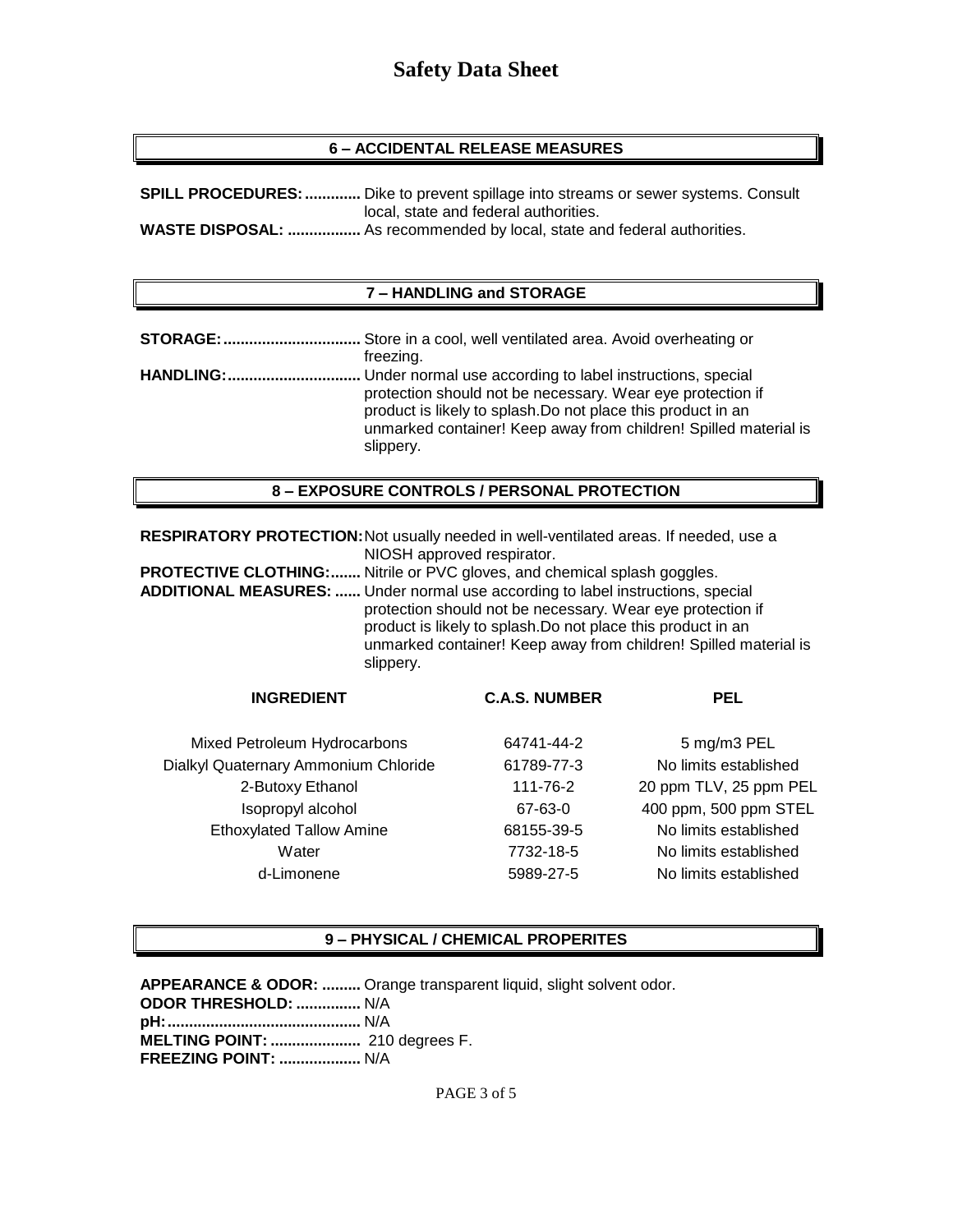# Safety Data Sheet

## 6 – ACCIDENTAL RELEASE MEASURES

**SPILL PROCEDURES:** ............ Dike to prevent spillage into streams or sewer systems. Consult local, state and federal authorities.

**WASTE DISPOSAL:** ................ As recommended by local, state and federal authorities.

## 7 – HANDLING and STORAGE

**STORAGE:** ............................... Store in a cool, well ventilated area. Avoid overheating or freezing.

**HANDLING:** .............................. Under normal use according to label instructions, special protection should not be necessary. Wear eye protection if product is likely to splash.Do not place this product in an unmarked container! Keep away from children! Spilled material is slippery.

## 8 – EXPOSURE CONTROLS / PERSONAL PROTECTION

**RESPIRATORY PROTECTION:** Not usually needed in well-ventilated areas. If needed, use a NIOSH approved respirator.

**PROTECTIVE CLOTHING:** ....... Nitrile or PVC gloves, and chemical splash goggles.

**ADDITIONAL MEASURES:** ...... Under normal use according to label instructions, special protection should not be necessary. Wear eye protection if product is likely to splash.Do not place this product in an unmarked container! Keep away from children! Spilled material is slippery.

| INGREDIENT | C.A.S. NUMBER | PEL |
|---|---|---|
| Mixed Petroleum Hydrocarbons | 64741-44-2 | 5 mg/m3 PEL |
| Dialkyl Quaternary Ammonium Chloride | 61789-77-3 | No limits established |
| 2-Butoxy Ethanol | 111-76-2 | 20 ppm TLV, 25 ppm PEL |
| Isopropyl alcohol | 67-63-0 | 400 ppm, 500 ppm STEL |
| Ethoxylated Tallow Amine | 68155-39-5 | No limits established |
| Water | 7732-18-5 | No limits established |
| d-Limonene | 5989-27-5 | No limits established |

## 9 – PHYSICAL / CHEMICAL PROPERITES

**APPEARANCE & ODOR:** ......... Orange transparent liquid, slight solvent odor.

**ODOR THRESHOLD:** ............... N/A

**pH:** ............................................ N/A

**MELTING POINT:** ..................... 210 degrees F.

**FREEZING POINT:** ................... N/A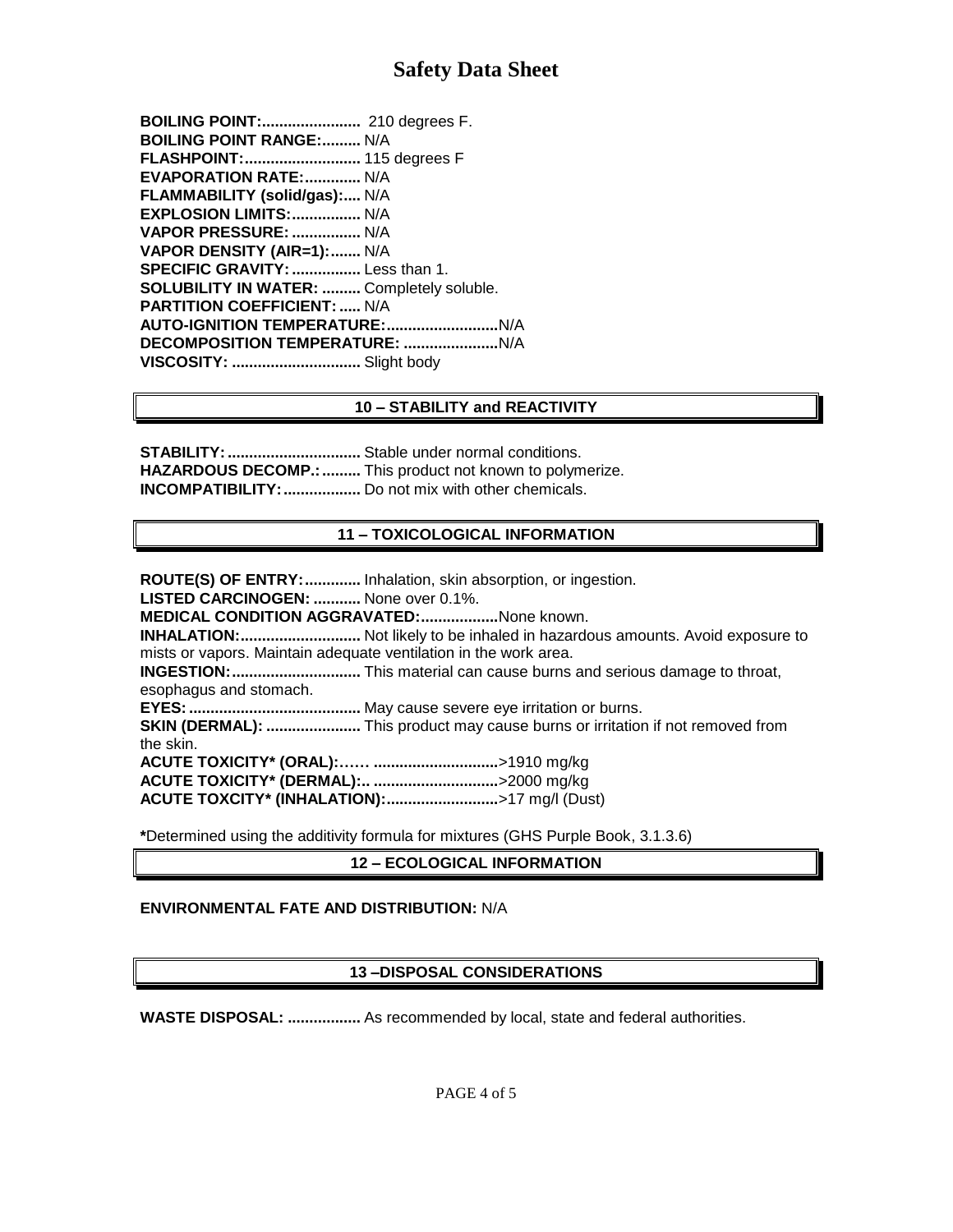**BOILING POINT:.......................** 210 degrees F.
**BOILING POINT RANGE:.........** N/A
**FLASHPOINT:...........................** 115 degrees F
**EVAPORATION RATE:.............** N/A
**FLAMMABILITY (solid/gas):....** N/A
**EXPLOSION LIMITS:................** N/A
**VAPOR PRESSURE: ................** N/A
**VAPOR DENSITY (AIR=1):.......** N/A
**SPECIFIC GRAVITY: ................** Less than 1.
**SOLUBILITY IN WATER: .........** Completely soluble.
**PARTITION COEFFICIENT: .....** N/A
**AUTO-IGNITION TEMPERATURE:..........................**N/A
**DECOMPOSITION TEMPERATURE: ......................**N/A
**VISCOSITY: ..............................** Slight body

## 10 – STABILITY and REACTIVITY

**STABILITY: ...............................** Stable under normal conditions.
**HAZARDOUS DECOMP.: .........** This product not known to polymerize.
**INCOMPATIBILITY: ..................** Do not mix with other chemicals.

## 11 – TOXICOLOGICAL INFORMATION

**ROUTE(S) OF ENTRY: .............** Inhalation, skin absorption, or ingestion.
**LISTED CARCINOGEN: ...........** None over 0.1%.
**MEDICAL CONDITION AGGRAVATED:..................**None known.
**INHALATION:............................** Not likely to be inhaled in hazardous amounts. Avoid exposure to mists or vapors. Maintain adequate ventilation in the work area.
**INGESTION:.............................** This material can cause burns and serious damage to throat, esophagus and stomach.
**EYES: ........................................** May cause severe eye irritation or burns.
**SKIN (DERMAL): ......................** This product may cause burns or irritation if not removed from the skin.
**ACUTE TOXICITY* (ORAL):…… ............................**>1910 mg/kg
**ACUTE TOXICITY* (DERMAL):.. ............................**>2000 mg/kg
**ACUTE TOXCITY* (INHALATION):..........................**>17 mg/l (Dust)

**\***Determined using the additivity formula for mixtures (GHS Purple Book, 3.1.3.6)

## 12 – ECOLOGICAL INFORMATION

**ENVIRONMENTAL FATE AND DISTRIBUTION:** N/A

## 13 –DISPOSAL CONSIDERATIONS

**WASTE DISPOSAL: .................** As recommended by local, state and federal authorities.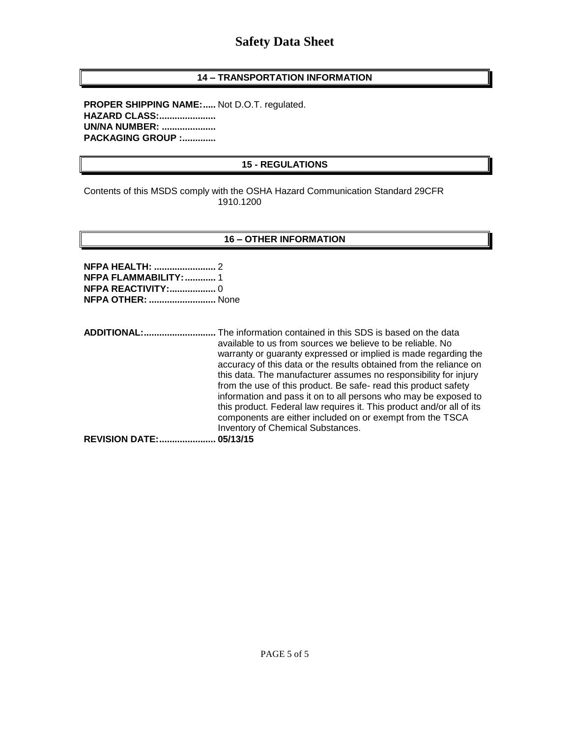# Safety Data Sheet

## 14 – TRANSPORTATION INFORMATION

**PROPER SHIPPING NAME:.....** Not D.O.T. regulated.
**HAZARD CLASS:......................**
**UN/NA NUMBER: .....................**
**PACKAGING GROUP :.............**

## 15 - REGULATIONS

Contents of this MSDS comply with the OSHA Hazard Communication Standard 29CFR 1910.1200

## 16 – OTHER INFORMATION

**NFPA HEALTH: ........................** 2
**NFPA FLAMMABILITY:............** 1
**NFPA REACTIVITY:..................** 0
**NFPA OTHER: ..........................** None

**ADDITIONAL:............................** The information contained in this SDS is based on the data available to us from sources we believe to be reliable. No warranty or guaranty expressed or implied is made regarding the accuracy of this data or the results obtained from the reliance on this data. The manufacturer assumes no responsibility for injury from the use of this product. Be safe- read this product safety information and pass it on to all persons who may be exposed to this product. Federal law requires it. This product and/or all of its components are either included on or exempt from the TSCA Inventory of Chemical Substances.
**REVISION DATE:...................... 05/13/15**